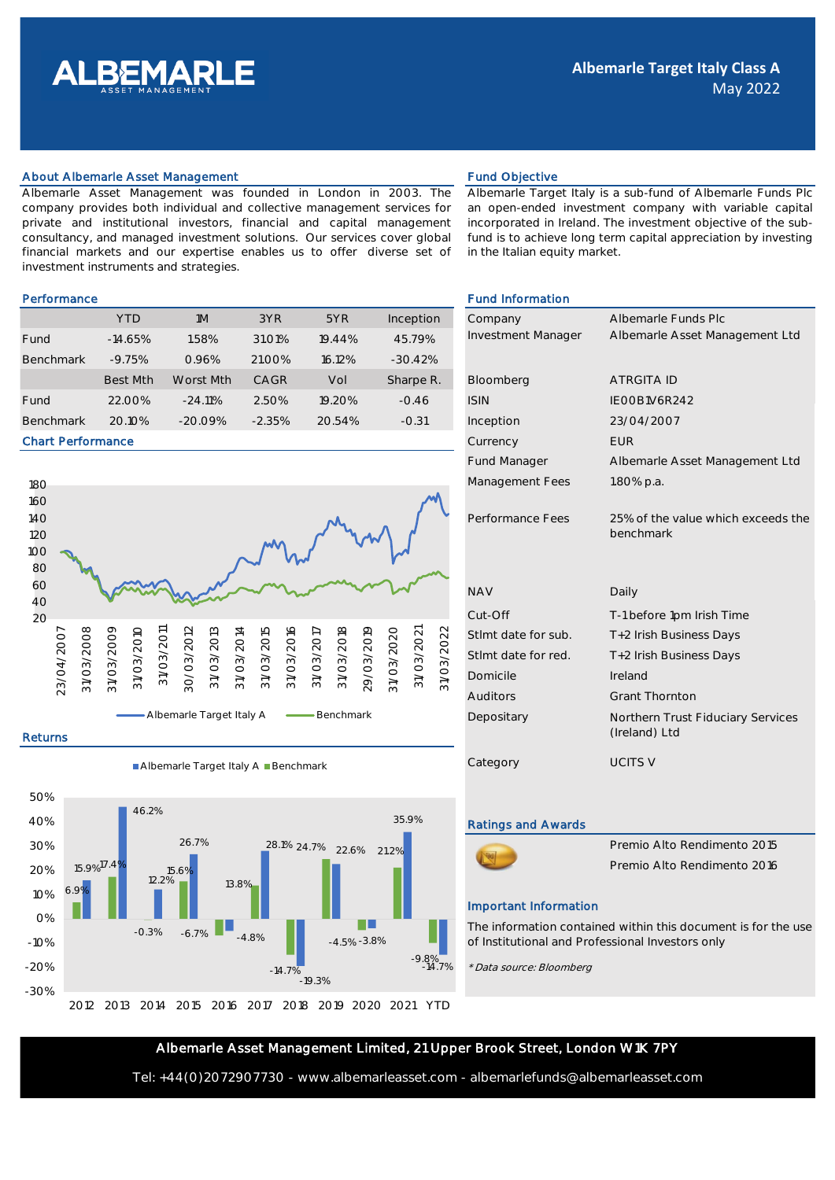# Albemarle Target Italy Class A

May 2022

## About Albemarle Asset Management

Albemarle Asset Management was founded in London in 2003. The company provides both individual and collective management services for private and institutional investors, financial and capital management consultancy, and managed investment solutions. Our services cover global financial markets and our expertise enables us to offer diverse set of investment instruments and strategies.

## Fund Objective

Albemarle Target Italy is a sub-fund of Albemarle Funds Plc an open-ended investment company with variable capital incorporated in Ireland. The investment objective of the sub-fund is to achieve long term capital appreciation by investing in the Italian equity market.

## Performance

| | YTD | 1M | 3YR | 5YR | Inception |
|---|---|---|---|---|---|
| Fund | -14.65% | 1.58% | 31.01% | 19.44% | 45.79% |
| Benchmark | -9.75% | 0.96% | 21.00% | 16.12% | -30.42% |
| | Best Mth | Worst Mth | CAGR | Vol | Sharpe R. |
| Fund | 22.00% | -24.11% | 2.50% | 19.20% | -0.46 |
| Benchmark | 20.10% | -20.09% | -2.35% | 20.54% | -0.31 |

## Chart Performance

## Returns

| | 2012 | 2013 | 2014 | 2015 | 2016 | 2017 | 2018 | 2019 | 2020 | 2021 | YTD |
|---|---|---|---|---|---|---|---|---|---|---|---|
| Albemarle Target Italy A | 15.9% | 46.2% | 12.2% | 26.7% | -4.8% | 28.1% | -19.3% | 22.6% | -3.8% | 35.9% | -14.7% |
| Benchmark | 6.9% | 17.4% | -0.3% | 15.6% | -6.7% | 13.8% | -14.7% | 24.7% | -4.5% | 21.2% | -9.8% |

## Fund Information

| | |
|---|---|
| Company | Albemarle Funds Plc |
| Investment Manager | Albemarle Asset Management Ltd |
| Bloomberg | ATRGITA ID |
| ISIN | IE00B1V6R242 |
| Inception | 23/04/2007 |
| Currency | EUR |
| Fund Manager | Albemarle Asset Management Ltd |
| Management Fees | 1.80% p.a. |
| Performance Fees | 25% of the value which exceeds the benchmark |
| NAV | Daily |
| Cut-Off | T-1 before 1pm Irish Time |
| Stlmt date for sub. | T+2 Irish Business Days |
| Stlmt date for red. | T+2 Irish Business Days |
| Domicile | Ireland |
| Auditors | Grant Thornton |
| Depositary | Northern Trust Fiduciary Services (Ireland) Ltd |
| Category | UCITS V |

## Ratings and Awards

Premio Alto Rendimento 2015

Premio Alto Rendimento 2016

## Important Information

The information contained within this document is for the use of Institutional and Professional Investors only

*\* Data source: Bloomberg*

**Albemarle Asset Management Limited, 21 Upper Brook Street, London W1K 7PY**

Tel: +44(0)2072907730 - www.albemarleasset.com - albemarlefunds@albemarleasset.com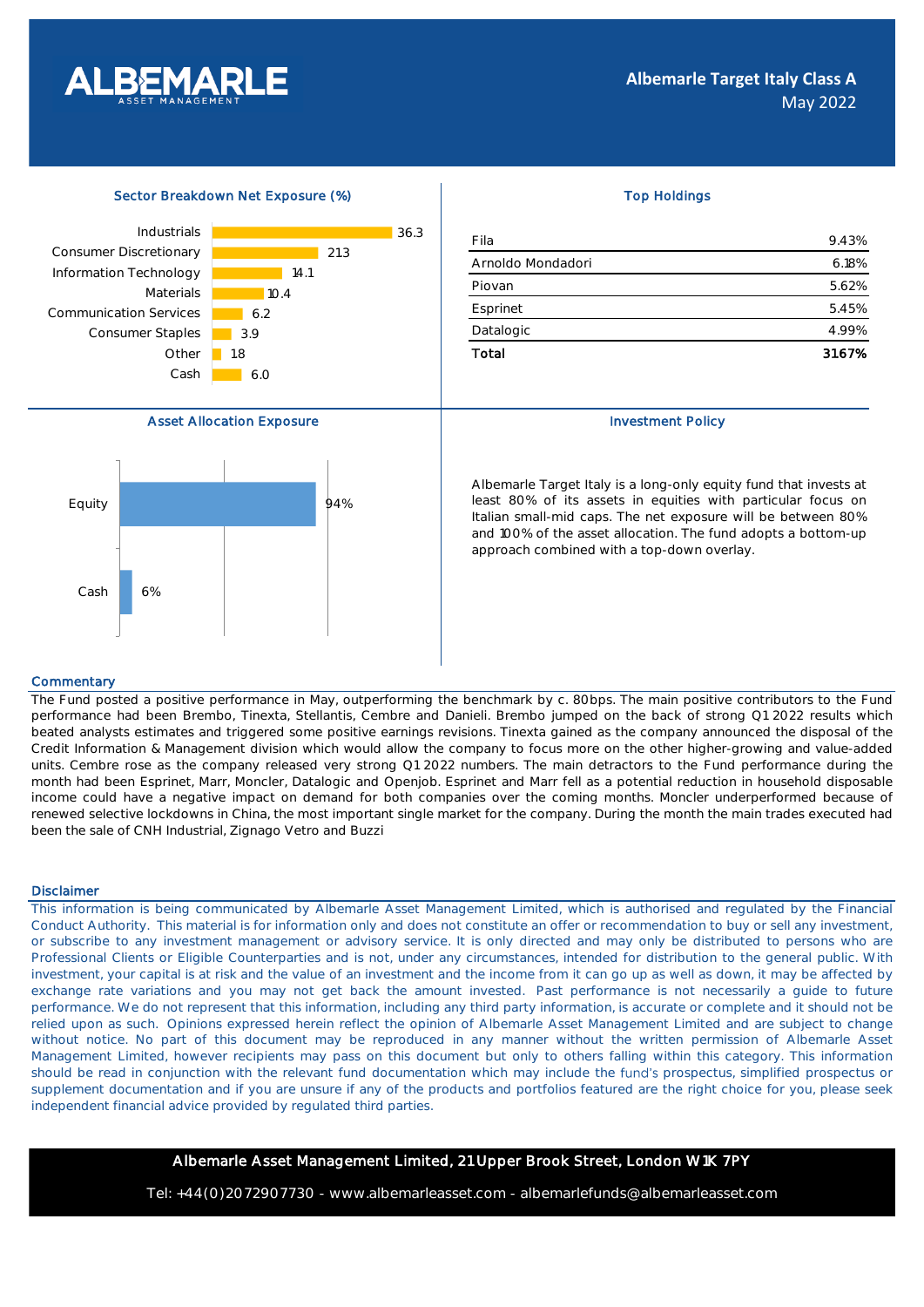# ALBEMARLE
ASSET MANAGEMENT

**Albemarle Target Italy Class A**
May 2022

## Sector Breakdown Net Exposure (%)

Industrials 36.3
Consumer Discretionary 21.3
Information Technology 14.1
Materials 10.4
Communication Services 6.2
Consumer Staples 3.9
Other 1.8
Cash 6.0

## Top Holdings

| | |
|---|---|
| Fila | 9.43% |
| Arnoldo Mondadori | 6.18% |
| Piovan | 5.62% |
| Esprinet | 5.45% |
| Datalogic | 4.99% |
| **Total** | **31.67%** |

## Asset Allocation Exposure

Equity 94%
Cash 6%

## Investment Policy

Albemarle Target Italy is a long-only equity fund that invests at least 80% of its assets in equities with particular focus on Italian small-mid caps. The net exposure will be between 80% and 100% of the asset allocation. The fund adopts a bottom-up approach combined with a top-down overlay.

## Commentary

The Fund posted a positive performance in May, outperforming the benchmark by c. 80bps. The main positive contributors to the Fund performance had been Brembo, Tinexta, Stellantis, Cembre and Danieli. Brembo jumped on the back of strong Q1 2022 results which beated analysts estimates and triggered some positive earnings revisions. Tinexta gained as the company announced the disposal of the Credit Information & Management division which would allow the company to focus more on the other higher-growing and value-added units. Cembre rose as the company released very strong Q1 2022 numbers. The main detractors to the Fund performance during the month had been Esprinet, Marr, Moncler, Datalogic and Openjob. Esprinet and Marr fell as a potential reduction in household disposable income could have a negative impact on demand for both companies over the coming months. Moncler underperformed because of renewed selective lockdowns in China, the most important single market for the company. During the month the main trades executed had been the sale of CNH Industrial, Zignago Vetro and Buzzi

## Disclaimer

This information is being communicated by Albemarle Asset Management Limited, which is authorised and regulated by the Financial Conduct Authority. This material is for information only and does not constitute an offer or recommendation to buy or sell any investment, or subscribe to any investment management or advisory service. It is only directed and may only be distributed to persons who are Professional Clients or Eligible Counterparties and is not, under any circumstances, intended for distribution to the general public. With investment, your capital is at risk and the value of an investment and the income from it can go up as well as down, it may be affected by exchange rate variations and you may not get back the amount invested. Past performance is not necessarily a guide to future performance. We do not represent that this information, including any third party information, is accurate or complete and it should not be relied upon as such. Opinions expressed herein reflect the opinion of Albemarle Asset Management Limited and are subject to change without notice. No part of this document may be reproduced in any manner without the written permission of Albemarle Asset Management Limited, however recipients may pass on this document but only to others falling within this category. This information should be read in conjunction with the relevant fund documentation which may include the fund's prospectus, simplified prospectus or supplement documentation and if you are unsure if any of the products and portfolios featured are the right choice for you, please seek independent financial advice provided by regulated third parties.

Albemarle Asset Management Limited, 21 Upper Brook Street, London W1K 7PY

Tel: +44(0)2072907730 - www.albemarleasset.com - albemarlefunds@albemarleasset.com